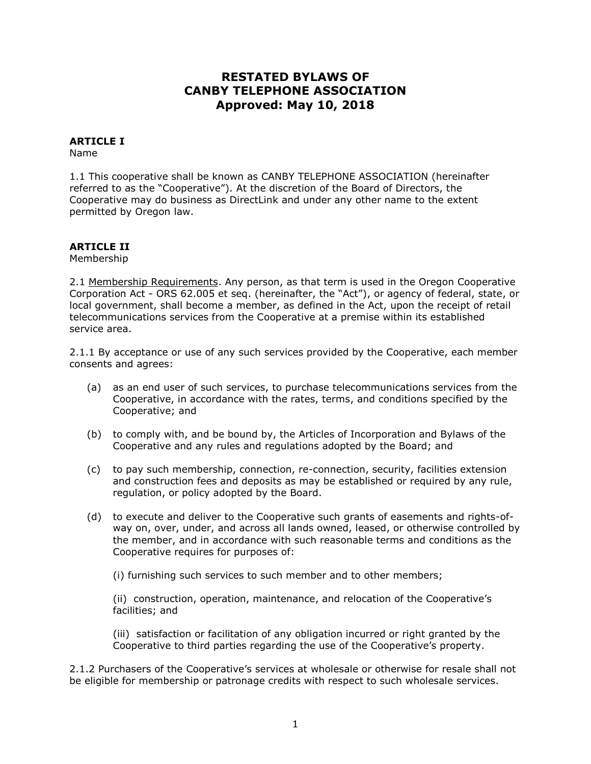# RESTATED BYLAWS OF CANBY TELEPHONE ASSOCIATION
## Approved: May 10, 2018

### ARTICLE I
Name

1.1 This cooperative shall be known as CANBY TELEPHONE ASSOCIATION (hereinafter referred to as the "Cooperative"). At the discretion of the Board of Directors, the Cooperative may do business as DirectLink and under any other name to the extent permitted by Oregon law.

### ARTICLE II
Membership

2.1 <u>Membership Requirements</u>. Any person, as that term is used in the Oregon Cooperative Corporation Act - ORS 62.005 et seq. (hereinafter, the "Act"), or agency of federal, state, or local government, shall become a member, as defined in the Act, upon the receipt of retail telecommunications services from the Cooperative at a premise within its established service area.

2.1.1 By acceptance or use of any such services provided by the Cooperative, each member consents and agrees:

(a) as an end user of such services, to purchase telecommunications services from the Cooperative, in accordance with the rates, terms, and conditions specified by the Cooperative; and

(b) to comply with, and be bound by, the Articles of Incorporation and Bylaws of the Cooperative and any rules and regulations adopted by the Board; and

(c) to pay such membership, connection, re-connection, security, facilities extension and construction fees and deposits as may be established or required by any rule, regulation, or policy adopted by the Board.

(d) to execute and deliver to the Cooperative such grants of easements and rights-of-way on, over, under, and across all lands owned, leased, or otherwise controlled by the member, and in accordance with such reasonable terms and conditions as the Cooperative requires for purposes of:

(i) furnishing such services to such member and to other members;

(ii) construction, operation, maintenance, and relocation of the Cooperative's facilities; and

(iii) satisfaction or facilitation of any obligation incurred or right granted by the Cooperative to third parties regarding the use of the Cooperative's property.

2.1.2 Purchasers of the Cooperative's services at wholesale or otherwise for resale shall not be eligible for membership or patronage credits with respect to such wholesale services.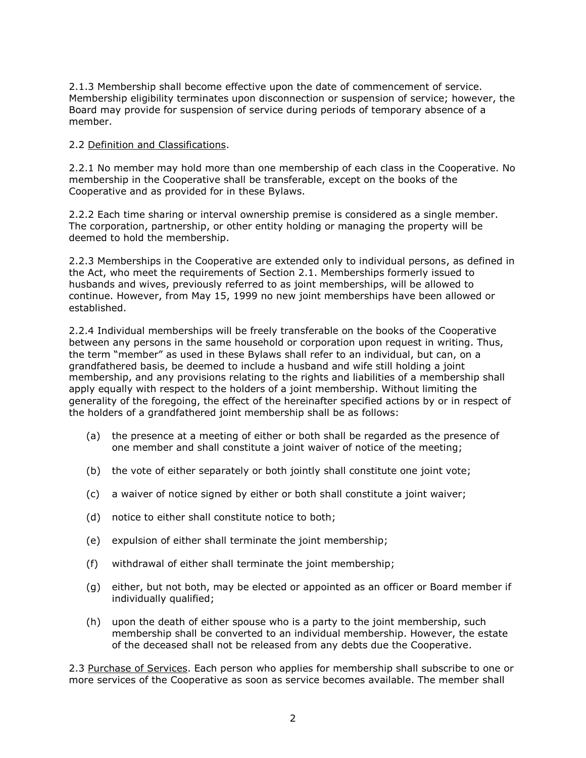2.1.3 Membership shall become effective upon the date of commencement of service. Membership eligibility terminates upon disconnection or suspension of service; however, the Board may provide for suspension of service during periods of temporary absence of a member.

2.2 <u>Definition and Classifications</u>.

2.2.1 No member may hold more than one membership of each class in the Cooperative. No membership in the Cooperative shall be transferable, except on the books of the Cooperative and as provided for in these Bylaws.

2.2.2 Each time sharing or interval ownership premise is considered as a single member. The corporation, partnership, or other entity holding or managing the property will be deemed to hold the membership.

2.2.3 Memberships in the Cooperative are extended only to individual persons, as defined in the Act, who meet the requirements of Section 2.1. Memberships formerly issued to husbands and wives, previously referred to as joint memberships, will be allowed to continue. However, from May 15, 1999 no new joint memberships have been allowed or established.

2.2.4 Individual memberships will be freely transferable on the books of the Cooperative between any persons in the same household or corporation upon request in writing. Thus, the term "member" as used in these Bylaws shall refer to an individual, but can, on a grandfathered basis, be deemed to include a husband and wife still holding a joint membership, and any provisions relating to the rights and liabilities of a membership shall apply equally with respect to the holders of a joint membership. Without limiting the generality of the foregoing, the effect of the hereinafter specified actions by or in respect of the holders of a grandfathered joint membership shall be as follows:

(a) the presence at a meeting of either or both shall be regarded as the presence of one member and shall constitute a joint waiver of notice of the meeting;

(b) the vote of either separately or both jointly shall constitute one joint vote;

(c) a waiver of notice signed by either or both shall constitute a joint waiver;

(d) notice to either shall constitute notice to both;

(e) expulsion of either shall terminate the joint membership;

(f) withdrawal of either shall terminate the joint membership;

(g) either, but not both, may be elected or appointed as an officer or Board member if individually qualified;

(h) upon the death of either spouse who is a party to the joint membership, such membership shall be converted to an individual membership. However, the estate of the deceased shall not be released from any debts due the Cooperative.

2.3 <u>Purchase of Services</u>. Each person who applies for membership shall subscribe to one or more services of the Cooperative as soon as service becomes available. The member shall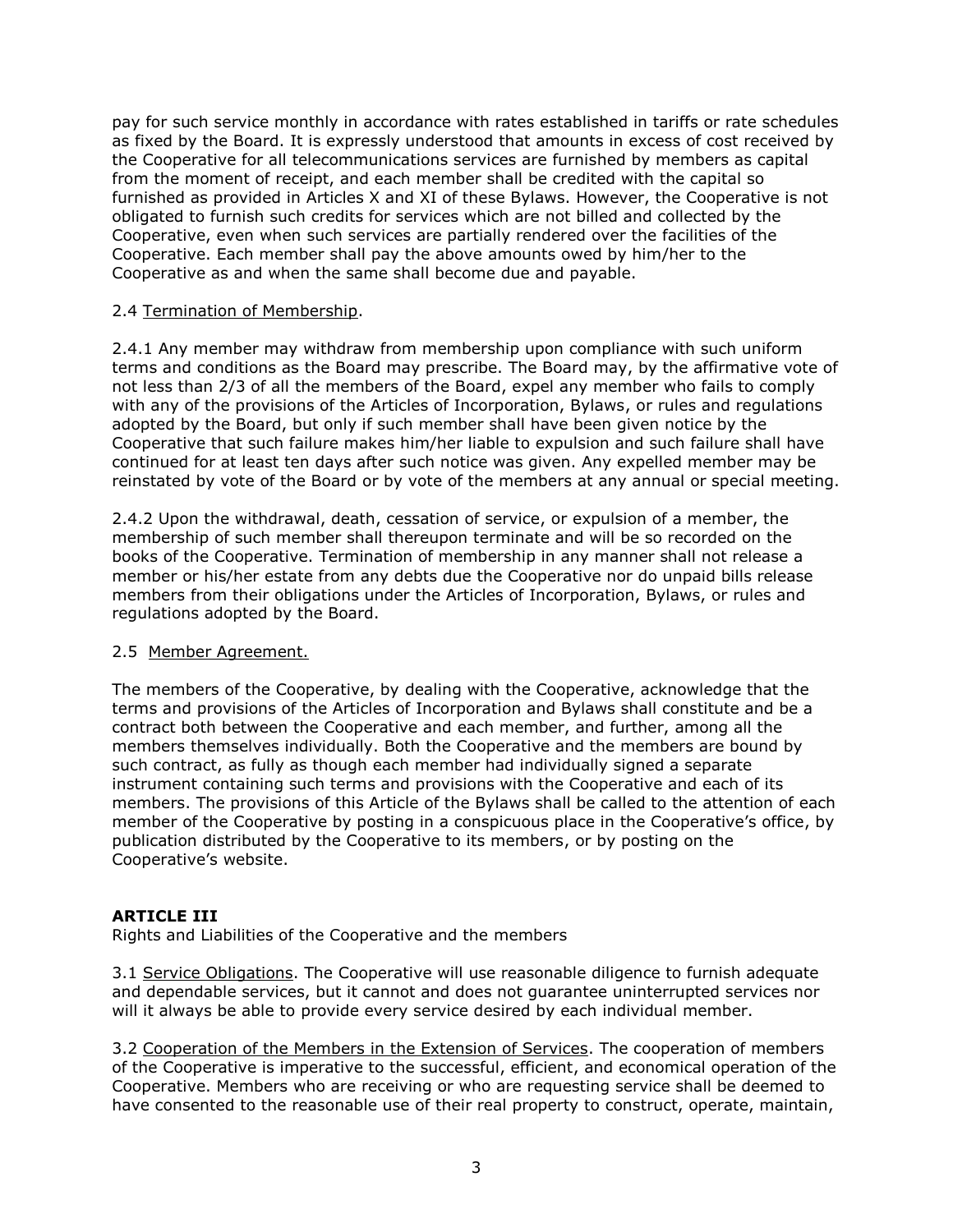pay for such service monthly in accordance with rates established in tariffs or rate schedules as fixed by the Board. It is expressly understood that amounts in excess of cost received by the Cooperative for all telecommunications services are furnished by members as capital from the moment of receipt, and each member shall be credited with the capital so furnished as provided in Articles X and XI of these Bylaws. However, the Cooperative is not obligated to furnish such credits for services which are not billed and collected by the Cooperative, even when such services are partially rendered over the facilities of the Cooperative. Each member shall pay the above amounts owed by him/her to the Cooperative as and when the same shall become due and payable.

2.4 <u>Termination of Membership</u>.

2.4.1 Any member may withdraw from membership upon compliance with such uniform terms and conditions as the Board may prescribe. The Board may, by the affirmative vote of not less than 2/3 of all the members of the Board, expel any member who fails to comply with any of the provisions of the Articles of Incorporation, Bylaws, or rules and regulations adopted by the Board, but only if such member shall have been given notice by the Cooperative that such failure makes him/her liable to expulsion and such failure shall have continued for at least ten days after such notice was given. Any expelled member may be reinstated by vote of the Board or by vote of the members at any annual or special meeting.

2.4.2 Upon the withdrawal, death, cessation of service, or expulsion of a member, the membership of such member shall thereupon terminate and will be so recorded on the books of the Cooperative. Termination of membership in any manner shall not release a member or his/her estate from any debts due the Cooperative nor do unpaid bills release members from their obligations under the Articles of Incorporation, Bylaws, or rules and regulations adopted by the Board.

2.5 <u>Member Agreement.</u>

The members of the Cooperative, by dealing with the Cooperative, acknowledge that the terms and provisions of the Articles of Incorporation and Bylaws shall constitute and be a contract both between the Cooperative and each member, and further, among all the members themselves individually. Both the Cooperative and the members are bound by such contract, as fully as though each member had individually signed a separate instrument containing such terms and provisions with the Cooperative and each of its members. The provisions of this Article of the Bylaws shall be called to the attention of each member of the Cooperative by posting in a conspicuous place in the Cooperative's office, by publication distributed by the Cooperative to its members, or by posting on the Cooperative's website.

## ARTICLE III

Rights and Liabilities of the Cooperative and the members

3.1 <u>Service Obligations</u>. The Cooperative will use reasonable diligence to furnish adequate and dependable services, but it cannot and does not guarantee uninterrupted services nor will it always be able to provide every service desired by each individual member.

3.2 <u>Cooperation of the Members in the Extension of Services</u>. The cooperation of members of the Cooperative is imperative to the successful, efficient, and economical operation of the Cooperative. Members who are receiving or who are requesting service shall be deemed to have consented to the reasonable use of their real property to construct, operate, maintain,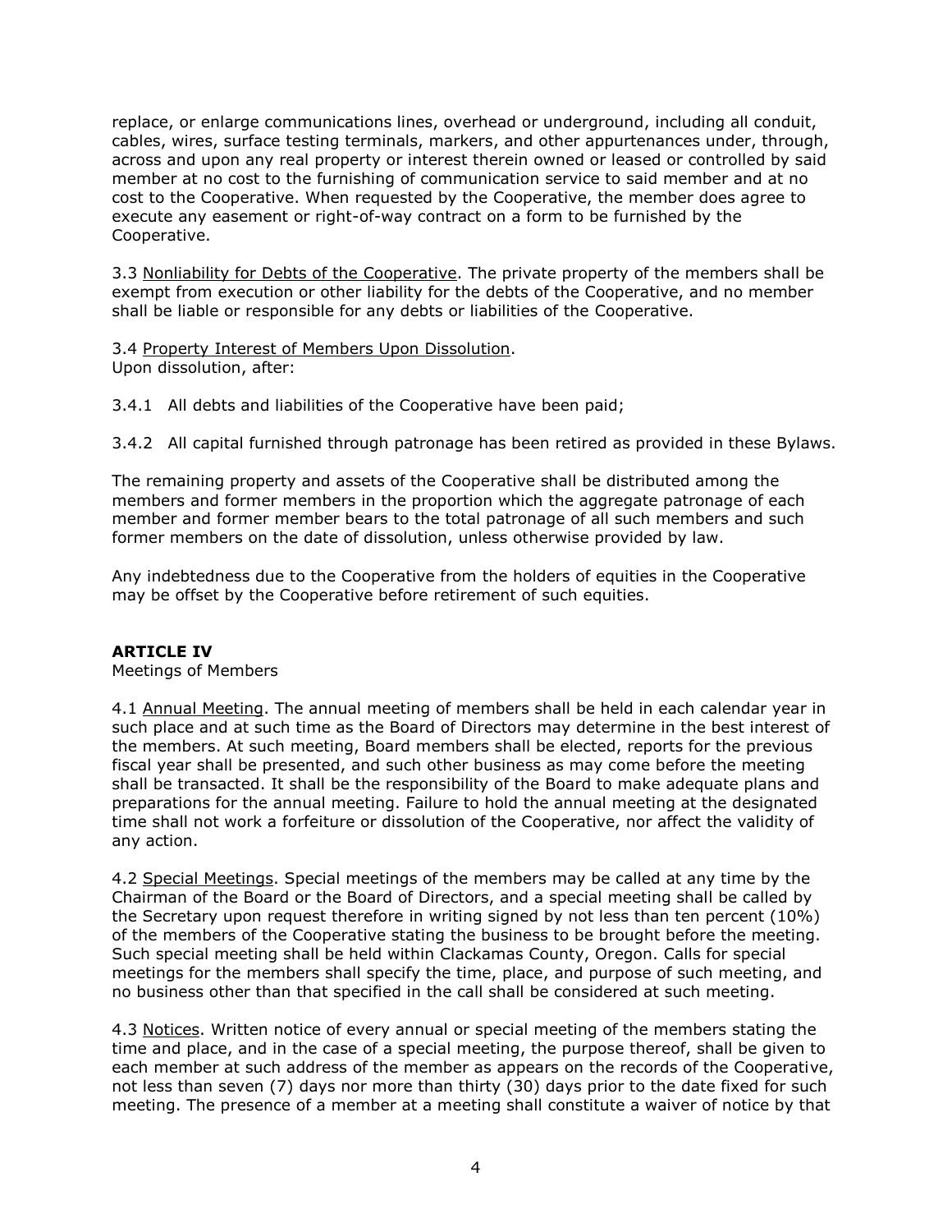replace, or enlarge communications lines, overhead or underground, including all conduit, cables, wires, surface testing terminals, markers, and other appurtenances under, through, across and upon any real property or interest therein owned or leased or controlled by said member at no cost to the furnishing of communication service to said member and at no cost to the Cooperative. When requested by the Cooperative, the member does agree to execute any easement or right-of-way contract on a form to be furnished by the Cooperative.

3.3 Nonliability for Debts of the Cooperative. The private property of the members shall be exempt from execution or other liability for the debts of the Cooperative, and no member shall be liable or responsible for any debts or liabilities of the Cooperative.

3.4 Property Interest of Members Upon Dissolution.
Upon dissolution, after:

3.4.1 All debts and liabilities of the Cooperative have been paid;

3.4.2 All capital furnished through patronage has been retired as provided in these Bylaws.

The remaining property and assets of the Cooperative shall be distributed among the members and former members in the proportion which the aggregate patronage of each member and former member bears to the total patronage of all such members and such former members on the date of dissolution, unless otherwise provided by law.

Any indebtedness due to the Cooperative from the holders of equities in the Cooperative may be offset by the Cooperative before retirement of such equities.

## ARTICLE IV

Meetings of Members

4.1 Annual Meeting. The annual meeting of members shall be held in each calendar year in such place and at such time as the Board of Directors may determine in the best interest of the members. At such meeting, Board members shall be elected, reports for the previous fiscal year shall be presented, and such other business as may come before the meeting shall be transacted. It shall be the responsibility of the Board to make adequate plans and preparations for the annual meeting. Failure to hold the annual meeting at the designated time shall not work a forfeiture or dissolution of the Cooperative, nor affect the validity of any action.

4.2 Special Meetings. Special meetings of the members may be called at any time by the Chairman of the Board or the Board of Directors, and a special meeting shall be called by the Secretary upon request therefore in writing signed by not less than ten percent (10%) of the members of the Cooperative stating the business to be brought before the meeting. Such special meeting shall be held within Clackamas County, Oregon. Calls for special meetings for the members shall specify the time, place, and purpose of such meeting, and no business other than that specified in the call shall be considered at such meeting.

4.3 Notices. Written notice of every annual or special meeting of the members stating the time and place, and in the case of a special meeting, the purpose thereof, shall be given to each member at such address of the member as appears on the records of the Cooperative, not less than seven (7) days nor more than thirty (30) days prior to the date fixed for such meeting. The presence of a member at a meeting shall constitute a waiver of notice by that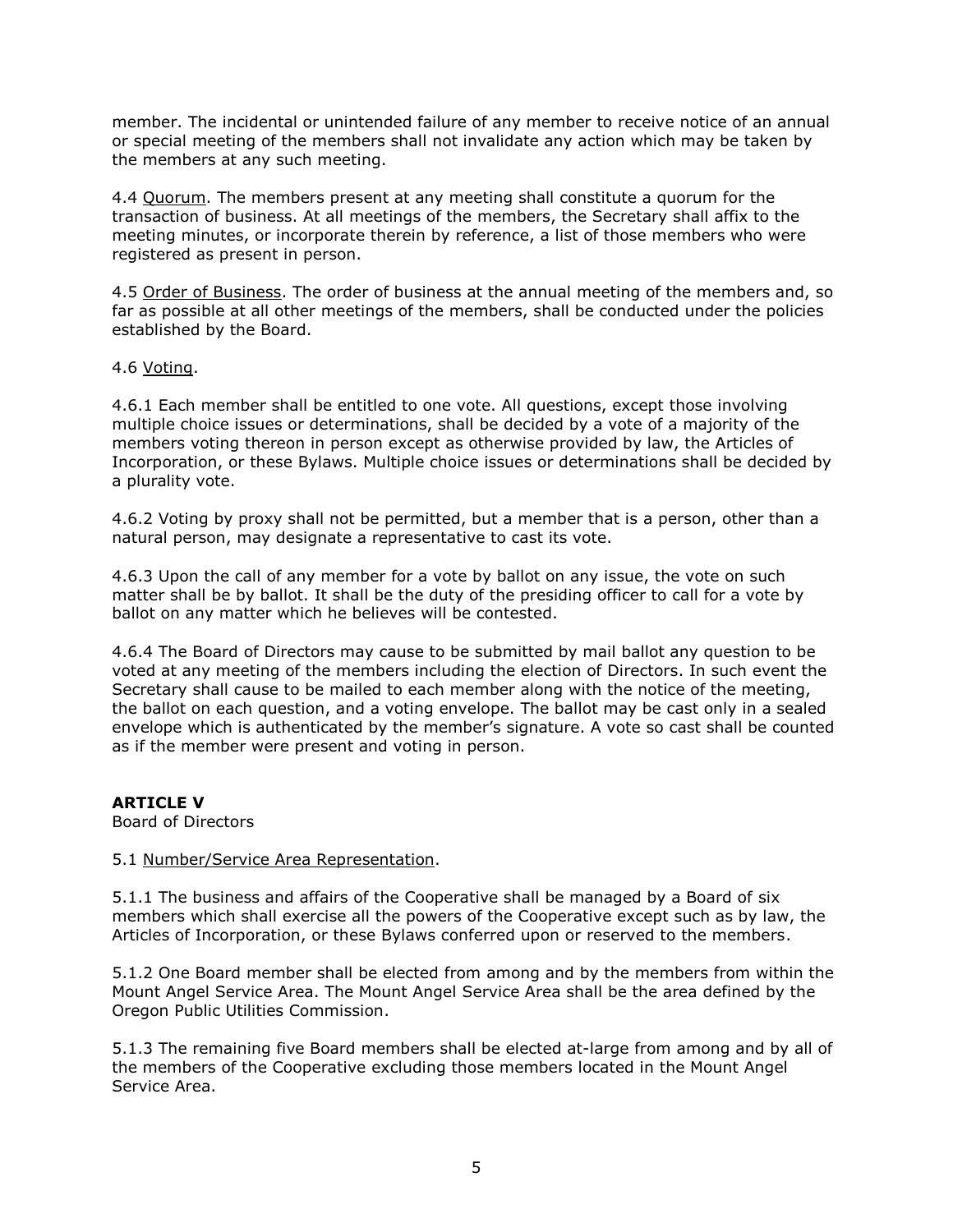member. The incidental or unintended failure of any member to receive notice of an annual or special meeting of the members shall not invalidate any action which may be taken by the members at any such meeting.

4.4 Quorum. The members present at any meeting shall constitute a quorum for the transaction of business. At all meetings of the members, the Secretary shall affix to the meeting minutes, or incorporate therein by reference, a list of those members who were registered as present in person.

4.5 Order of Business. The order of business at the annual meeting of the members and, so far as possible at all other meetings of the members, shall be conducted under the policies established by the Board.

4.6 Voting.

4.6.1 Each member shall be entitled to one vote. All questions, except those involving multiple choice issues or determinations, shall be decided by a vote of a majority of the members voting thereon in person except as otherwise provided by law, the Articles of Incorporation, or these Bylaws. Multiple choice issues or determinations shall be decided by a plurality vote.

4.6.2 Voting by proxy shall not be permitted, but a member that is a person, other than a natural person, may designate a representative to cast its vote.

4.6.3 Upon the call of any member for a vote by ballot on any issue, the vote on such matter shall be by ballot. It shall be the duty of the presiding officer to call for a vote by ballot on any matter which he believes will be contested.

4.6.4 The Board of Directors may cause to be submitted by mail ballot any question to be voted at any meeting of the members including the election of Directors. In such event the Secretary shall cause to be mailed to each member along with the notice of the meeting, the ballot on each question, and a voting envelope. The ballot may be cast only in a sealed envelope which is authenticated by the member's signature. A vote so cast shall be counted as if the member were present and voting in person.

**ARTICLE V**

Board of Directors

5.1 Number/Service Area Representation.

5.1.1 The business and affairs of the Cooperative shall be managed by a Board of six members which shall exercise all the powers of the Cooperative except such as by law, the Articles of Incorporation, or these Bylaws conferred upon or reserved to the members.

5.1.2 One Board member shall be elected from among and by the members from within the Mount Angel Service Area. The Mount Angel Service Area shall be the area defined by the Oregon Public Utilities Commission.

5.1.3 The remaining five Board members shall be elected at-large from among and by all of the members of the Cooperative excluding those members located in the Mount Angel Service Area.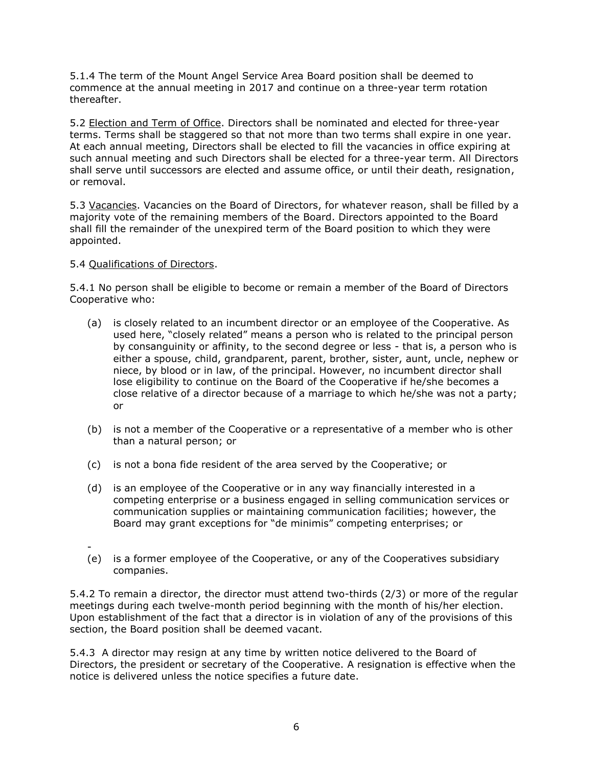5.1.4 The term of the Mount Angel Service Area Board position shall be deemed to commence at the annual meeting in 2017 and continue on a three-year term rotation thereafter.

5.2 Election and Term of Office. Directors shall be nominated and elected for three-year terms. Terms shall be staggered so that not more than two terms shall expire in one year. At each annual meeting, Directors shall be elected to fill the vacancies in office expiring at such annual meeting and such Directors shall be elected for a three-year term. All Directors shall serve until successors are elected and assume office, or until their death, resignation, or removal.

5.3 Vacancies. Vacancies on the Board of Directors, for whatever reason, shall be filled by a majority vote of the remaining members of the Board. Directors appointed to the Board shall fill the remainder of the unexpired term of the Board position to which they were appointed.

5.4 Qualifications of Directors.

5.4.1 No person shall be eligible to become or remain a member of the Board of Directors Cooperative who:

(a) is closely related to an incumbent director or an employee of the Cooperative. As used here, "closely related" means a person who is related to the principal person by consanguinity or affinity, to the second degree or less - that is, a person who is either a spouse, child, grandparent, parent, brother, sister, aunt, uncle, nephew or niece, by blood or in law, of the principal. However, no incumbent director shall lose eligibility to continue on the Board of the Cooperative if he/she becomes a close relative of a director because of a marriage to which he/she was not a party; or

(b) is not a member of the Cooperative or a representative of a member who is other than a natural person; or

(c) is not a bona fide resident of the area served by the Cooperative; or

(d) is an employee of the Cooperative or in any way financially interested in a competing enterprise or a business engaged in selling communication services or communication supplies or maintaining communication facilities; however, the Board may grant exceptions for "de minimis" competing enterprises; or

-

(e) is a former employee of the Cooperative, or any of the Cooperatives subsidiary companies.

5.4.2 To remain a director, the director must attend two-thirds (2/3) or more of the regular meetings during each twelve-month period beginning with the month of his/her election. Upon establishment of the fact that a director is in violation of any of the provisions of this section, the Board position shall be deemed vacant.

5.4.3 A director may resign at any time by written notice delivered to the Board of Directors, the president or secretary of the Cooperative. A resignation is effective when the notice is delivered unless the notice specifies a future date.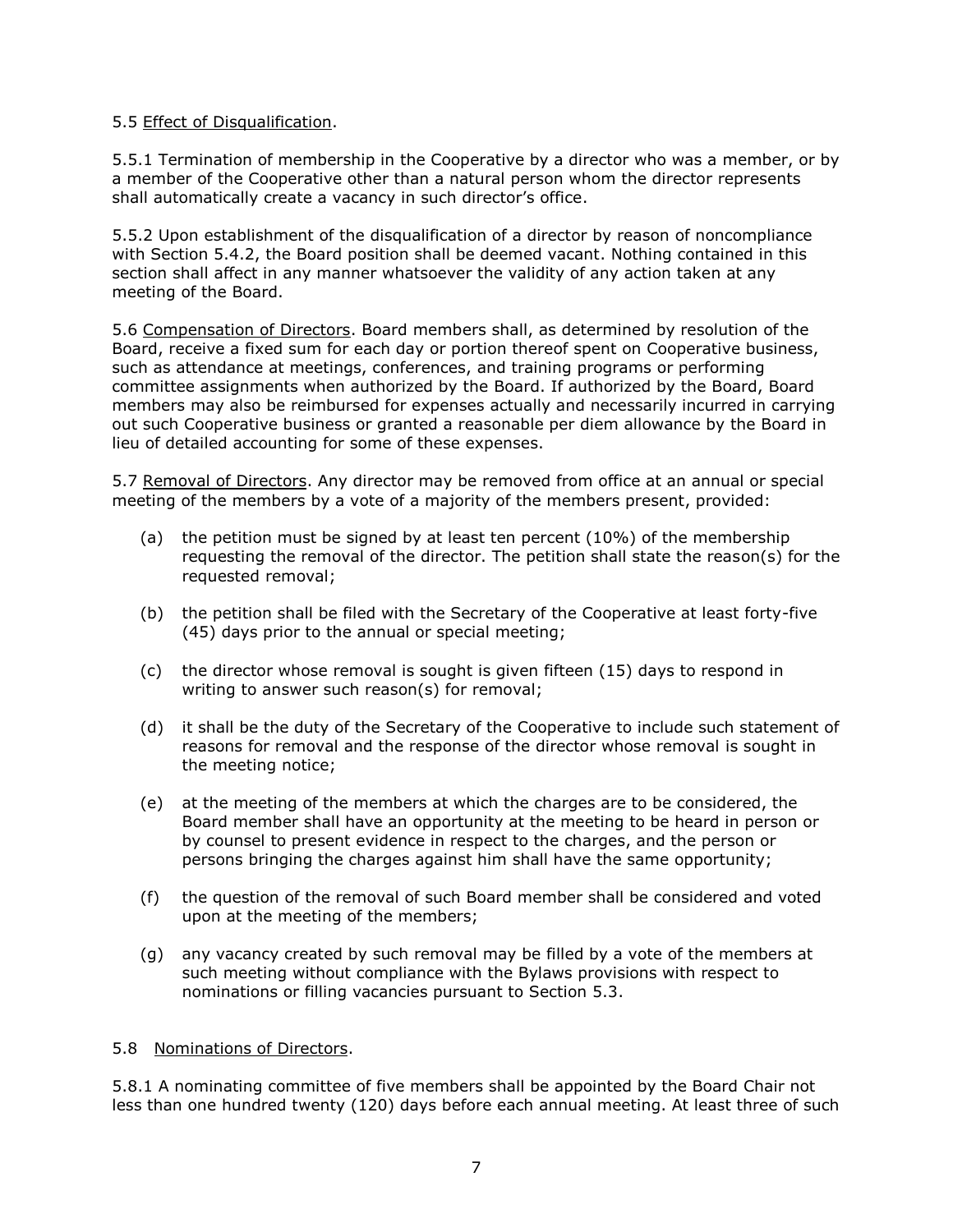5.5 Effect of Disqualification.

5.5.1 Termination of membership in the Cooperative by a director who was a member, or by a member of the Cooperative other than a natural person whom the director represents shall automatically create a vacancy in such director's office.

5.5.2 Upon establishment of the disqualification of a director by reason of noncompliance with Section 5.4.2, the Board position shall be deemed vacant. Nothing contained in this section shall affect in any manner whatsoever the validity of any action taken at any meeting of the Board.

5.6 Compensation of Directors. Board members shall, as determined by resolution of the Board, receive a fixed sum for each day or portion thereof spent on Cooperative business, such as attendance at meetings, conferences, and training programs or performing committee assignments when authorized by the Board. If authorized by the Board, Board members may also be reimbursed for expenses actually and necessarily incurred in carrying out such Cooperative business or granted a reasonable per diem allowance by the Board in lieu of detailed accounting for some of these expenses.

5.7 Removal of Directors. Any director may be removed from office at an annual or special meeting of the members by a vote of a majority of the members present, provided:

(a) the petition must be signed by at least ten percent (10%) of the membership requesting the removal of the director. The petition shall state the reason(s) for the requested removal;

(b) the petition shall be filed with the Secretary of the Cooperative at least forty-five (45) days prior to the annual or special meeting;

(c) the director whose removal is sought is given fifteen (15) days to respond in writing to answer such reason(s) for removal;

(d) it shall be the duty of the Secretary of the Cooperative to include such statement of reasons for removal and the response of the director whose removal is sought in the meeting notice;

(e) at the meeting of the members at which the charges are to be considered, the Board member shall have an opportunity at the meeting to be heard in person or by counsel to present evidence in respect to the charges, and the person or persons bringing the charges against him shall have the same opportunity;

(f) the question of the removal of such Board member shall be considered and voted upon at the meeting of the members;

(g) any vacancy created by such removal may be filled by a vote of the members at such meeting without compliance with the Bylaws provisions with respect to nominations or filling vacancies pursuant to Section 5.3.

5.8 Nominations of Directors.

5.8.1 A nominating committee of five members shall be appointed by the Board Chair not less than one hundred twenty (120) days before each annual meeting. At least three of such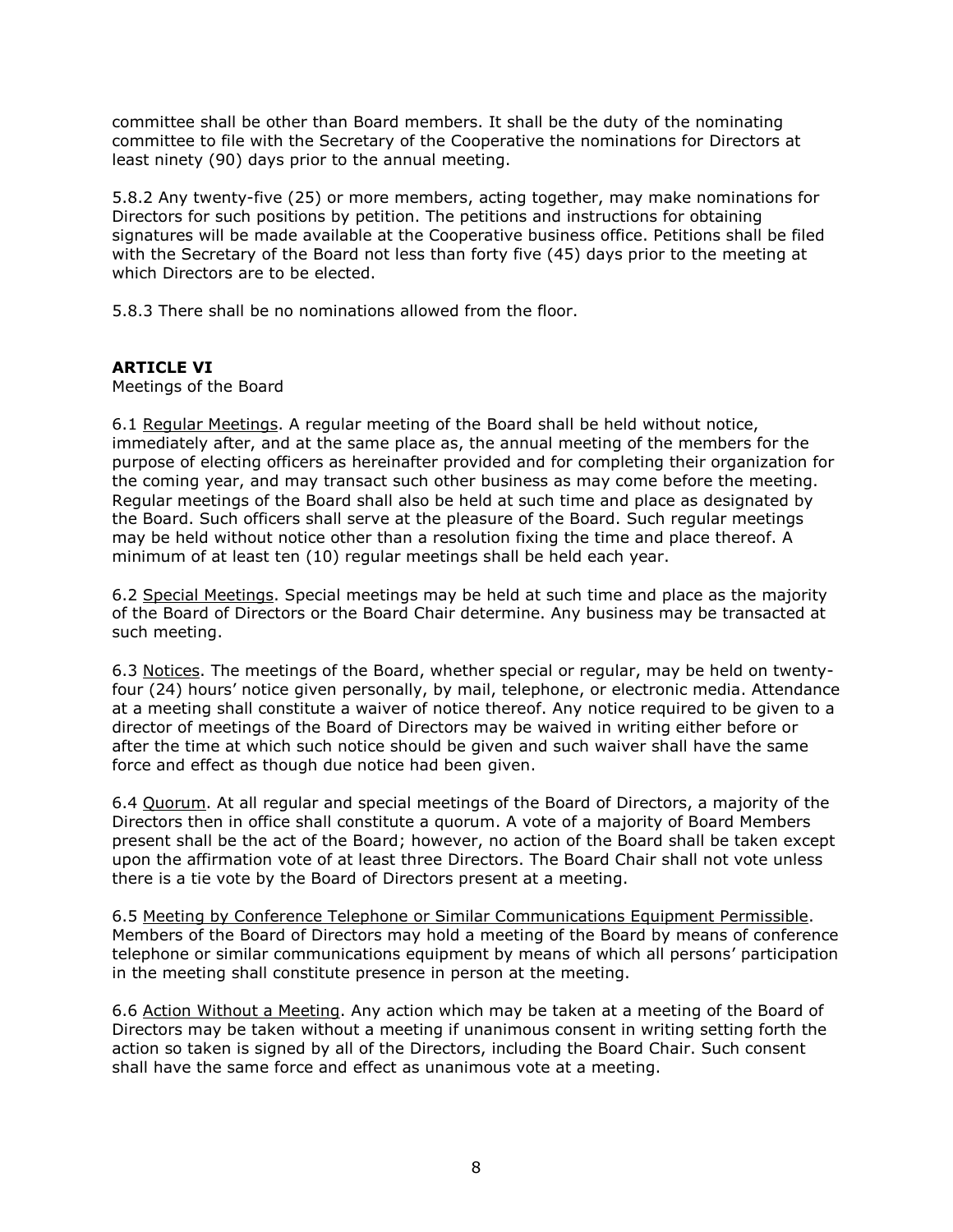committee shall be other than Board members. It shall be the duty of the nominating committee to file with the Secretary of the Cooperative the nominations for Directors at least ninety (90) days prior to the annual meeting.

5.8.2 Any twenty-five (25) or more members, acting together, may make nominations for Directors for such positions by petition. The petitions and instructions for obtaining signatures will be made available at the Cooperative business office. Petitions shall be filed with the Secretary of the Board not less than forty five (45) days prior to the meeting at which Directors are to be elected.

5.8.3 There shall be no nominations allowed from the floor.

## ARTICLE VI

Meetings of the Board

6.1 Regular Meetings. A regular meeting of the Board shall be held without notice, immediately after, and at the same place as, the annual meeting of the members for the purpose of electing officers as hereinafter provided and for completing their organization for the coming year, and may transact such other business as may come before the meeting. Regular meetings of the Board shall also be held at such time and place as designated by the Board. Such officers shall serve at the pleasure of the Board. Such regular meetings may be held without notice other than a resolution fixing the time and place thereof. A minimum of at least ten (10) regular meetings shall be held each year.

6.2 Special Meetings. Special meetings may be held at such time and place as the majority of the Board of Directors or the Board Chair determine. Any business may be transacted at such meeting.

6.3 Notices. The meetings of the Board, whether special or regular, may be held on twenty-four (24) hours' notice given personally, by mail, telephone, or electronic media. Attendance at a meeting shall constitute a waiver of notice thereof. Any notice required to be given to a director of meetings of the Board of Directors may be waived in writing either before or after the time at which such notice should be given and such waiver shall have the same force and effect as though due notice had been given.

6.4 Quorum. At all regular and special meetings of the Board of Directors, a majority of the Directors then in office shall constitute a quorum. A vote of a majority of Board Members present shall be the act of the Board; however, no action of the Board shall be taken except upon the affirmation vote of at least three Directors. The Board Chair shall not vote unless there is a tie vote by the Board of Directors present at a meeting.

6.5 Meeting by Conference Telephone or Similar Communications Equipment Permissible. Members of the Board of Directors may hold a meeting of the Board by means of conference telephone or similar communications equipment by means of which all persons' participation in the meeting shall constitute presence in person at the meeting.

6.6 Action Without a Meeting. Any action which may be taken at a meeting of the Board of Directors may be taken without a meeting if unanimous consent in writing setting forth the action so taken is signed by all of the Directors, including the Board Chair. Such consent shall have the same force and effect as unanimous vote at a meeting.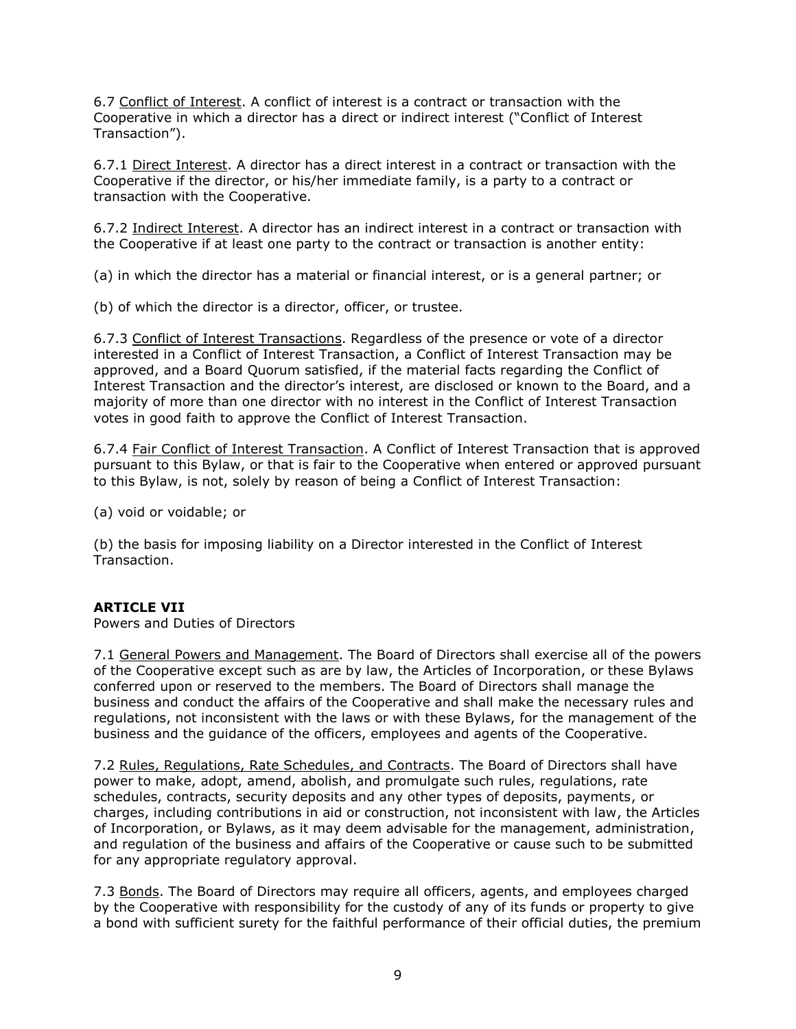6.7 Conflict of Interest. A conflict of interest is a contract or transaction with the Cooperative in which a director has a direct or indirect interest ("Conflict of Interest Transaction").

6.7.1 Direct Interest. A director has a direct interest in a contract or transaction with the Cooperative if the director, or his/her immediate family, is a party to a contract or transaction with the Cooperative.

6.7.2 Indirect Interest. A director has an indirect interest in a contract or transaction with the Cooperative if at least one party to the contract or transaction is another entity:

(a) in which the director has a material or financial interest, or is a general partner; or

(b) of which the director is a director, officer, or trustee.

6.7.3 Conflict of Interest Transactions. Regardless of the presence or vote of a director interested in a Conflict of Interest Transaction, a Conflict of Interest Transaction may be approved, and a Board Quorum satisfied, if the material facts regarding the Conflict of Interest Transaction and the director's interest, are disclosed or known to the Board, and a majority of more than one director with no interest in the Conflict of Interest Transaction votes in good faith to approve the Conflict of Interest Transaction.

6.7.4 Fair Conflict of Interest Transaction. A Conflict of Interest Transaction that is approved pursuant to this Bylaw, or that is fair to the Cooperative when entered or approved pursuant to this Bylaw, is not, solely by reason of being a Conflict of Interest Transaction:

(a) void or voidable; or

(b) the basis for imposing liability on a Director interested in the Conflict of Interest Transaction.

## ARTICLE VII

Powers and Duties of Directors

7.1 General Powers and Management. The Board of Directors shall exercise all of the powers of the Cooperative except such as are by law, the Articles of Incorporation, or these Bylaws conferred upon or reserved to the members. The Board of Directors shall manage the business and conduct the affairs of the Cooperative and shall make the necessary rules and regulations, not inconsistent with the laws or with these Bylaws, for the management of the business and the guidance of the officers, employees and agents of the Cooperative.

7.2 Rules, Regulations, Rate Schedules, and Contracts. The Board of Directors shall have power to make, adopt, amend, abolish, and promulgate such rules, regulations, rate schedules, contracts, security deposits and any other types of deposits, payments, or charges, including contributions in aid or construction, not inconsistent with law, the Articles of Incorporation, or Bylaws, as it may deem advisable for the management, administration, and regulation of the business and affairs of the Cooperative or cause such to be submitted for any appropriate regulatory approval.

7.3 Bonds. The Board of Directors may require all officers, agents, and employees charged by the Cooperative with responsibility for the custody of any of its funds or property to give a bond with sufficient surety for the faithful performance of their official duties, the premium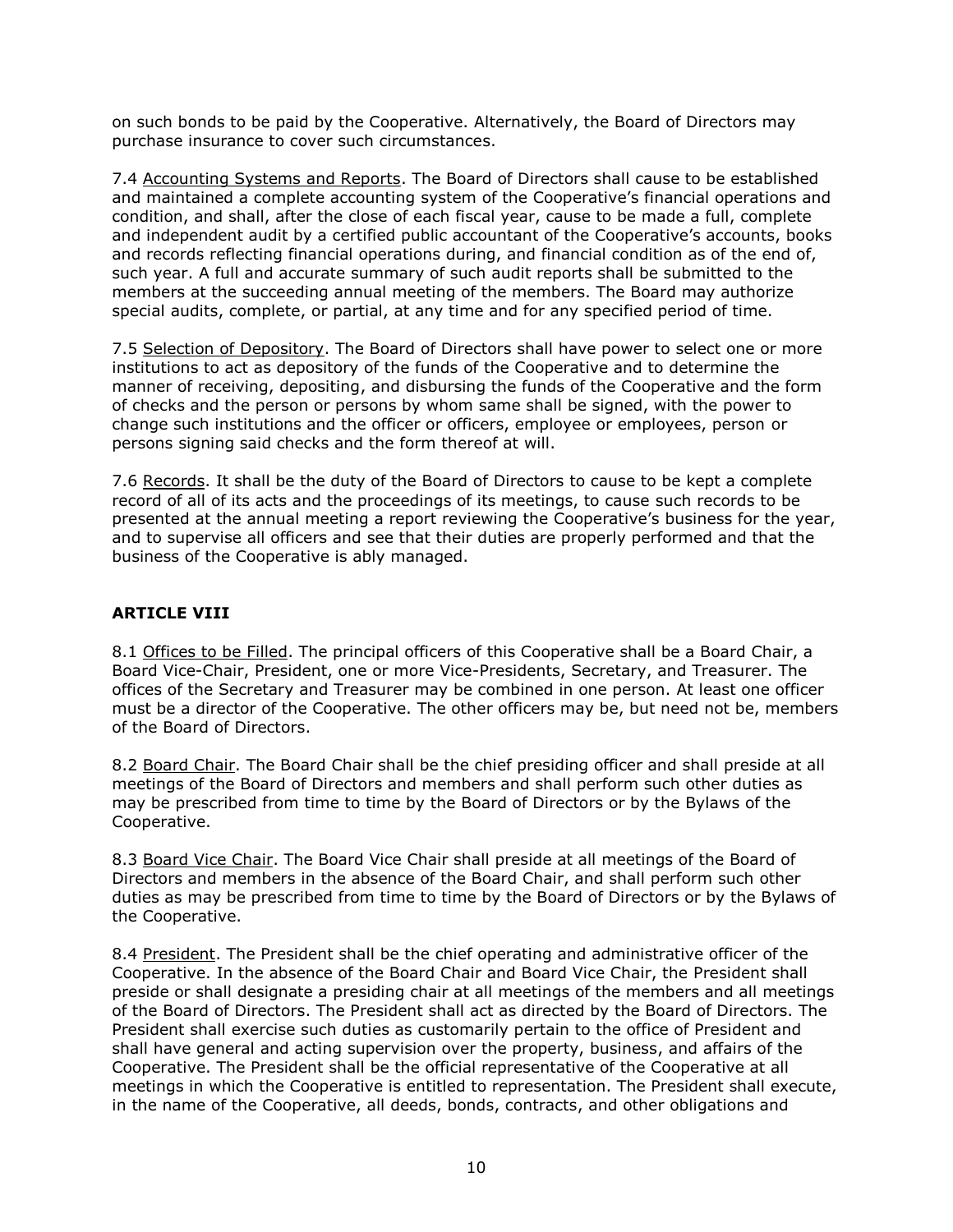on such bonds to be paid by the Cooperative. Alternatively, the Board of Directors may purchase insurance to cover such circumstances.

7.4 Accounting Systems and Reports. The Board of Directors shall cause to be established and maintained a complete accounting system of the Cooperative's financial operations and condition, and shall, after the close of each fiscal year, cause to be made a full, complete and independent audit by a certified public accountant of the Cooperative's accounts, books and records reflecting financial operations during, and financial condition as of the end of, such year. A full and accurate summary of such audit reports shall be submitted to the members at the succeeding annual meeting of the members. The Board may authorize special audits, complete, or partial, at any time and for any specified period of time.

7.5 Selection of Depository. The Board of Directors shall have power to select one or more institutions to act as depository of the funds of the Cooperative and to determine the manner of receiving, depositing, and disbursing the funds of the Cooperative and the form of checks and the person or persons by whom same shall be signed, with the power to change such institutions and the officer or officers, employee or employees, person or persons signing said checks and the form thereof at will.

7.6 Records. It shall be the duty of the Board of Directors to cause to be kept a complete record of all of its acts and the proceedings of its meetings, to cause such records to be presented at the annual meeting a report reviewing the Cooperative's business for the year, and to supervise all officers and see that their duties are properly performed and that the business of the Cooperative is ably managed.

## ARTICLE VIII

8.1 Offices to be Filled. The principal officers of this Cooperative shall be a Board Chair, a Board Vice-Chair, President, one or more Vice-Presidents, Secretary, and Treasurer. The offices of the Secretary and Treasurer may be combined in one person. At least one officer must be a director of the Cooperative. The other officers may be, but need not be, members of the Board of Directors.

8.2 Board Chair. The Board Chair shall be the chief presiding officer and shall preside at all meetings of the Board of Directors and members and shall perform such other duties as may be prescribed from time to time by the Board of Directors or by the Bylaws of the Cooperative.

8.3 Board Vice Chair. The Board Vice Chair shall preside at all meetings of the Board of Directors and members in the absence of the Board Chair, and shall perform such other duties as may be prescribed from time to time by the Board of Directors or by the Bylaws of the Cooperative.

8.4 President. The President shall be the chief operating and administrative officer of the Cooperative. In the absence of the Board Chair and Board Vice Chair, the President shall preside or shall designate a presiding chair at all meetings of the members and all meetings of the Board of Directors. The President shall act as directed by the Board of Directors. The President shall exercise such duties as customarily pertain to the office of President and shall have general and acting supervision over the property, business, and affairs of the Cooperative. The President shall be the official representative of the Cooperative at all meetings in which the Cooperative is entitled to representation. The President shall execute, in the name of the Cooperative, all deeds, bonds, contracts, and other obligations and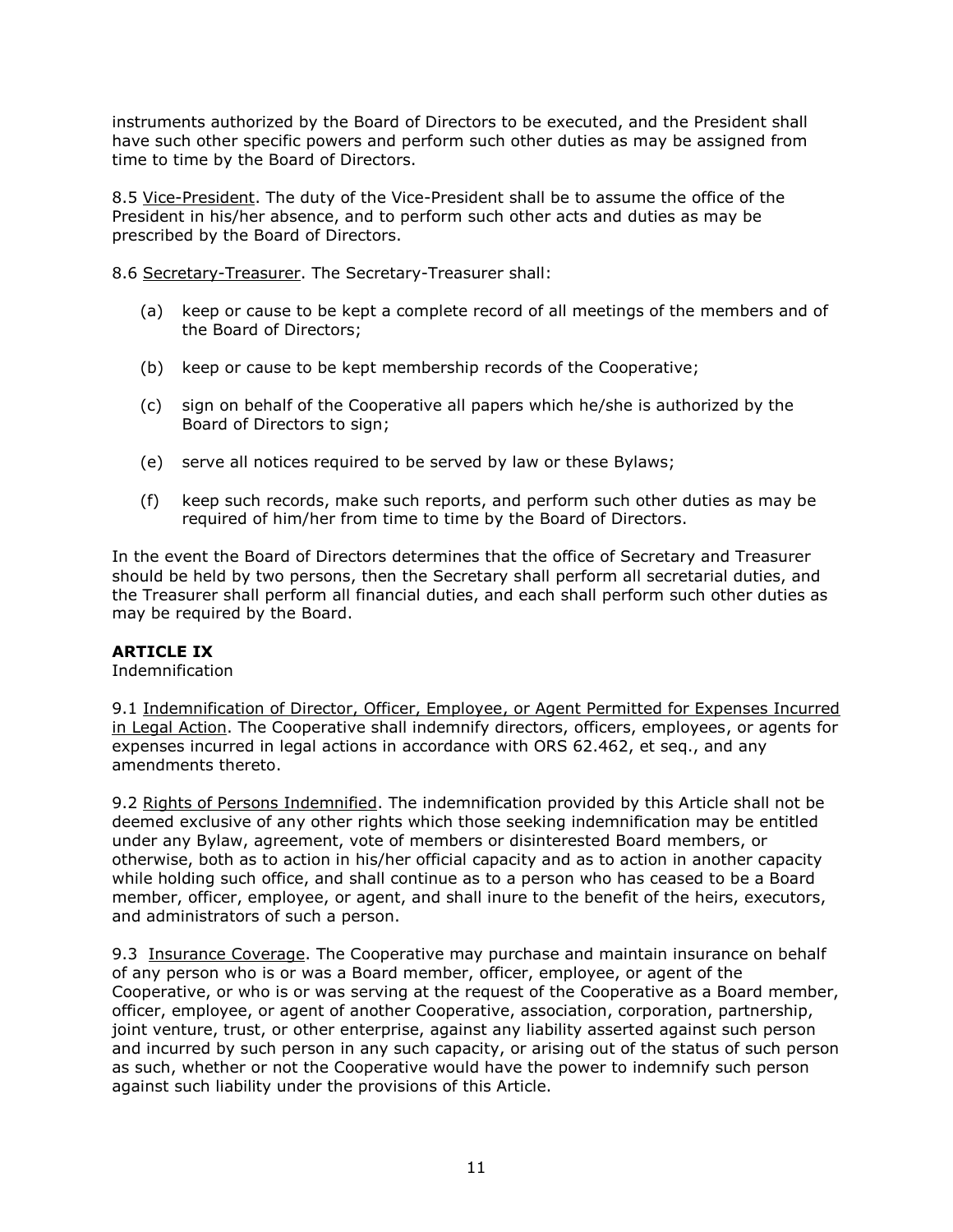instruments authorized by the Board of Directors to be executed, and the President shall have such other specific powers and perform such other duties as may be assigned from time to time by the Board of Directors.

8.5 Vice-President. The duty of the Vice-President shall be to assume the office of the President in his/her absence, and to perform such other acts and duties as may be prescribed by the Board of Directors.

8.6 Secretary-Treasurer. The Secretary-Treasurer shall:

(a) keep or cause to be kept a complete record of all meetings of the members and of the Board of Directors;

(b) keep or cause to be kept membership records of the Cooperative;

(c) sign on behalf of the Cooperative all papers which he/she is authorized by the Board of Directors to sign;

(e) serve all notices required to be served by law or these Bylaws;

(f) keep such records, make such reports, and perform such other duties as may be required of him/her from time to time by the Board of Directors.

In the event the Board of Directors determines that the office of Secretary and Treasurer should be held by two persons, then the Secretary shall perform all secretarial duties, and the Treasurer shall perform all financial duties, and each shall perform such other duties as may be required by the Board.

**ARTICLE IX**
Indemnification

9.1 Indemnification of Director, Officer, Employee, or Agent Permitted for Expenses Incurred in Legal Action. The Cooperative shall indemnify directors, officers, employees, or agents for expenses incurred in legal actions in accordance with ORS 62.462, et seq., and any amendments thereto.

9.2 Rights of Persons Indemnified. The indemnification provided by this Article shall not be deemed exclusive of any other rights which those seeking indemnification may be entitled under any Bylaw, agreement, vote of members or disinterested Board members, or otherwise, both as to action in his/her official capacity and as to action in another capacity while holding such office, and shall continue as to a person who has ceased to be a Board member, officer, employee, or agent, and shall inure to the benefit of the heirs, executors, and administrators of such a person.

9.3 Insurance Coverage. The Cooperative may purchase and maintain insurance on behalf of any person who is or was a Board member, officer, employee, or agent of the Cooperative, or who is or was serving at the request of the Cooperative as a Board member, officer, employee, or agent of another Cooperative, association, corporation, partnership, joint venture, trust, or other enterprise, against any liability asserted against such person and incurred by such person in any such capacity, or arising out of the status of such person as such, whether or not the Cooperative would have the power to indemnify such person against such liability under the provisions of this Article.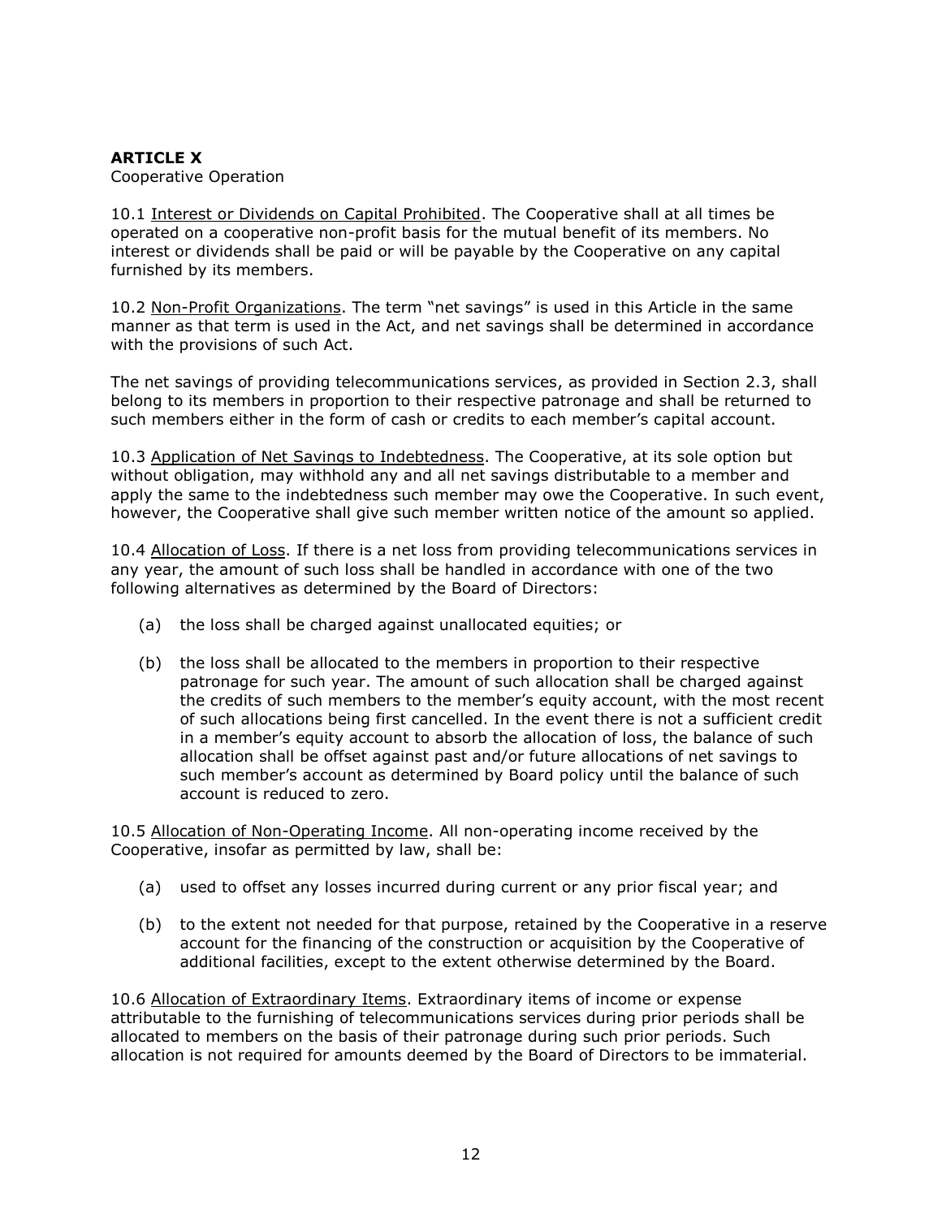**ARTICLE X**
Cooperative Operation

10.1 Interest or Dividends on Capital Prohibited. The Cooperative shall at all times be operated on a cooperative non-profit basis for the mutual benefit of its members. No interest or dividends shall be paid or will be payable by the Cooperative on any capital furnished by its members.

10.2 Non-Profit Organizations. The term "net savings" is used in this Article in the same manner as that term is used in the Act, and net savings shall be determined in accordance with the provisions of such Act.

The net savings of providing telecommunications services, as provided in Section 2.3, shall belong to its members in proportion to their respective patronage and shall be returned to such members either in the form of cash or credits to each member's capital account.

10.3 Application of Net Savings to Indebtedness. The Cooperative, at its sole option but without obligation, may withhold any and all net savings distributable to a member and apply the same to the indebtedness such member may owe the Cooperative. In such event, however, the Cooperative shall give such member written notice of the amount so applied.

10.4 Allocation of Loss. If there is a net loss from providing telecommunications services in any year, the amount of such loss shall be handled in accordance with one of the two following alternatives as determined by the Board of Directors:

(a) the loss shall be charged against unallocated equities; or

(b) the loss shall be allocated to the members in proportion to their respective patronage for such year. The amount of such allocation shall be charged against the credits of such members to the member's equity account, with the most recent of such allocations being first cancelled. In the event there is not a sufficient credit in a member's equity account to absorb the allocation of loss, the balance of such allocation shall be offset against past and/or future allocations of net savings to such member's account as determined by Board policy until the balance of such account is reduced to zero.

10.5 Allocation of Non-Operating Income. All non-operating income received by the Cooperative, insofar as permitted by law, shall be:

(a) used to offset any losses incurred during current or any prior fiscal year; and

(b) to the extent not needed for that purpose, retained by the Cooperative in a reserve account for the financing of the construction or acquisition by the Cooperative of additional facilities, except to the extent otherwise determined by the Board.

10.6 Allocation of Extraordinary Items. Extraordinary items of income or expense attributable to the furnishing of telecommunications services during prior periods shall be allocated to members on the basis of their patronage during such prior periods. Such allocation is not required for amounts deemed by the Board of Directors to be immaterial.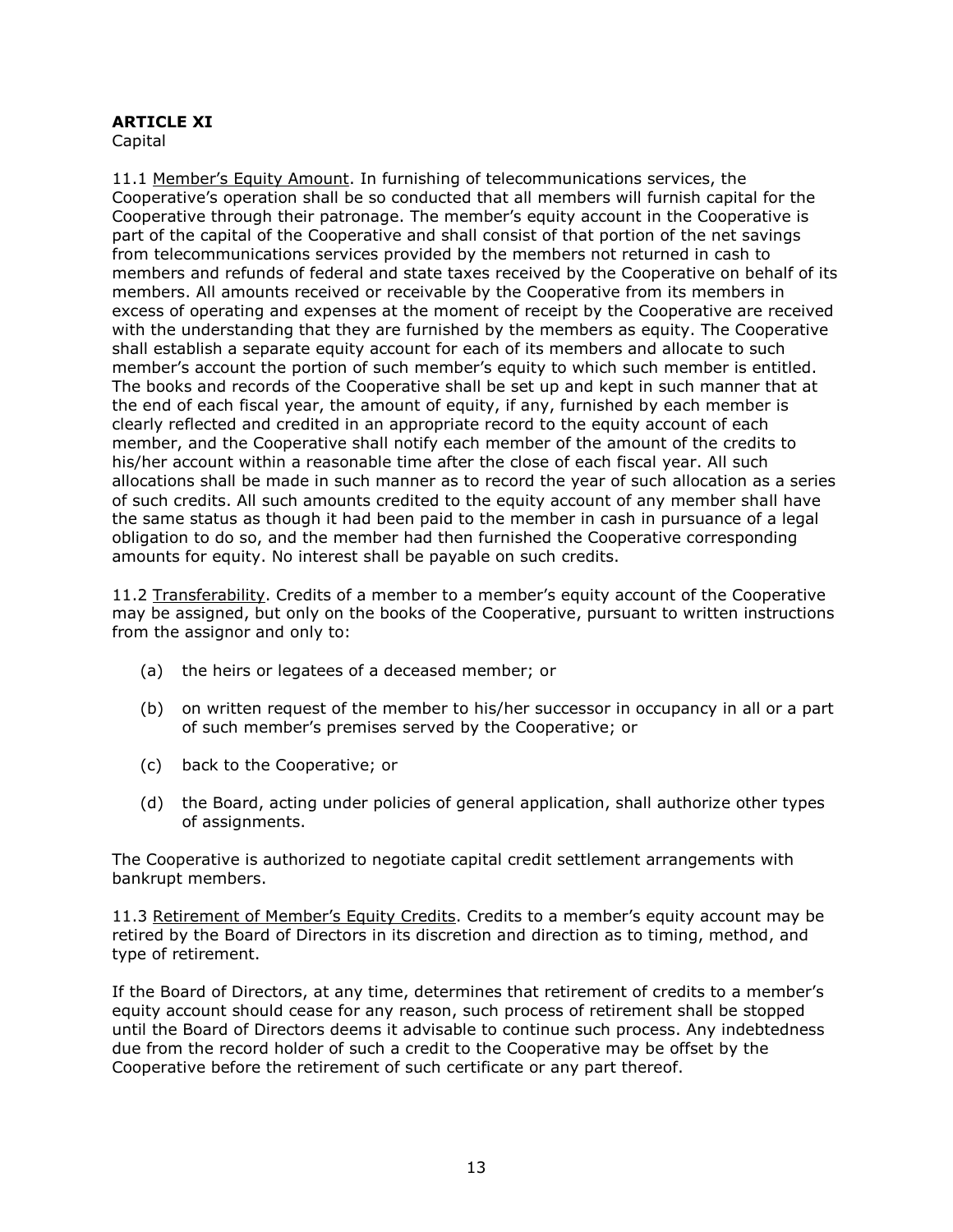**ARTICLE XI**
Capital

11.1 Member's Equity Amount. In furnishing of telecommunications services, the Cooperative's operation shall be so conducted that all members will furnish capital for the Cooperative through their patronage. The member's equity account in the Cooperative is part of the capital of the Cooperative and shall consist of that portion of the net savings from telecommunications services provided by the members not returned in cash to members and refunds of federal and state taxes received by the Cooperative on behalf of its members. All amounts received or receivable by the Cooperative from its members in excess of operating and expenses at the moment of receipt by the Cooperative are received with the understanding that they are furnished by the members as equity. The Cooperative shall establish a separate equity account for each of its members and allocate to such member's account the portion of such member's equity to which such member is entitled. The books and records of the Cooperative shall be set up and kept in such manner that at the end of each fiscal year, the amount of equity, if any, furnished by each member is clearly reflected and credited in an appropriate record to the equity account of each member, and the Cooperative shall notify each member of the amount of the credits to his/her account within a reasonable time after the close of each fiscal year. All such allocations shall be made in such manner as to record the year of such allocation as a series of such credits. All such amounts credited to the equity account of any member shall have the same status as though it had been paid to the member in cash in pursuance of a legal obligation to do so, and the member had then furnished the Cooperative corresponding amounts for equity. No interest shall be payable on such credits.

11.2 Transferability. Credits of a member to a member's equity account of the Cooperative may be assigned, but only on the books of the Cooperative, pursuant to written instructions from the assignor and only to:

(a) the heirs or legatees of a deceased member; or

(b) on written request of the member to his/her successor in occupancy in all or a part of such member's premises served by the Cooperative; or

(c) back to the Cooperative; or

(d) the Board, acting under policies of general application, shall authorize other types of assignments.

The Cooperative is authorized to negotiate capital credit settlement arrangements with bankrupt members.

11.3 Retirement of Member's Equity Credits. Credits to a member's equity account may be retired by the Board of Directors in its discretion and direction as to timing, method, and type of retirement.

If the Board of Directors, at any time, determines that retirement of credits to a member's equity account should cease for any reason, such process of retirement shall be stopped until the Board of Directors deems it advisable to continue such process. Any indebtedness due from the record holder of such a credit to the Cooperative may be offset by the Cooperative before the retirement of such certificate or any part thereof.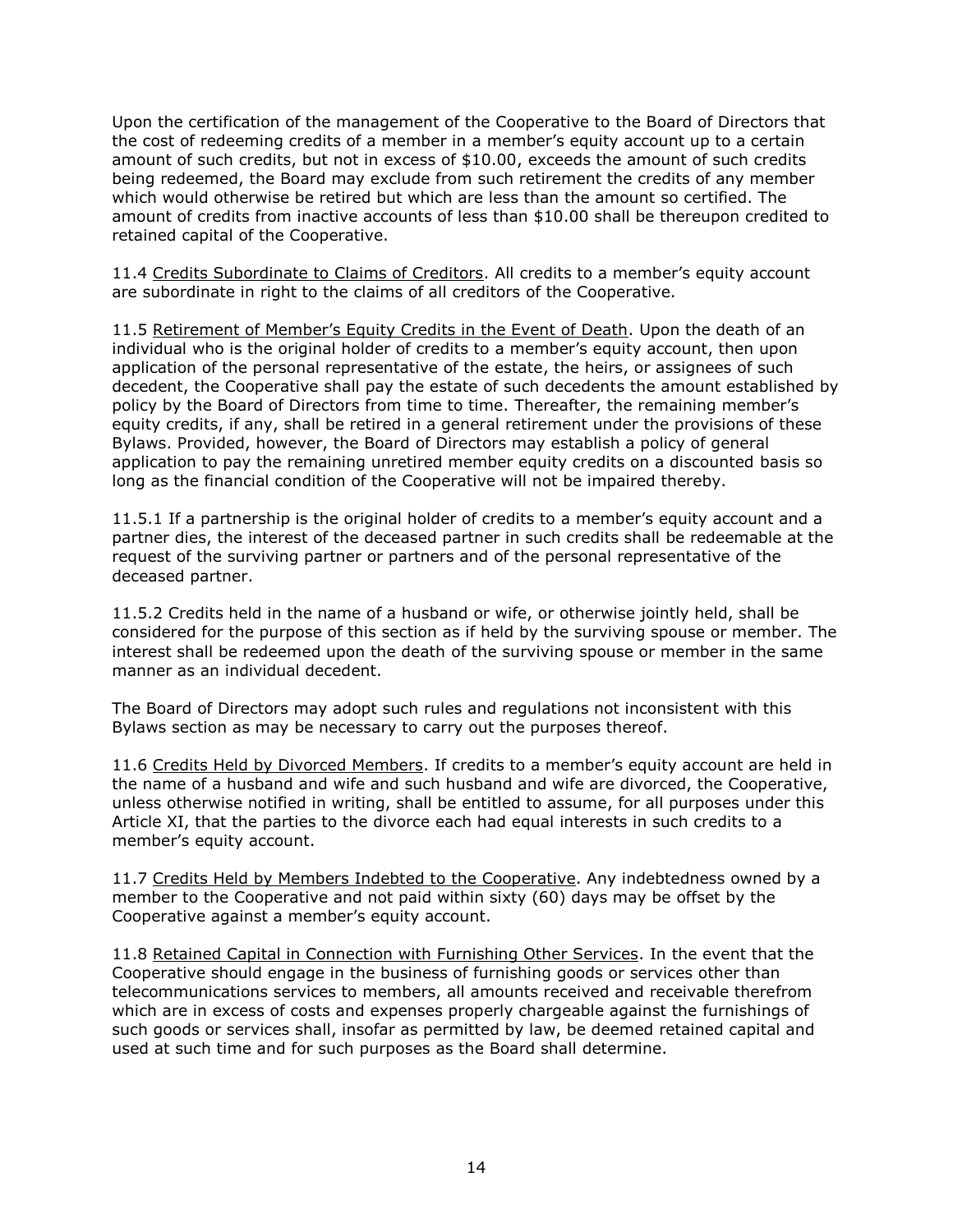Upon the certification of the management of the Cooperative to the Board of Directors that the cost of redeeming credits of a member in a member's equity account up to a certain amount of such credits, but not in excess of $10.00, exceeds the amount of such credits being redeemed, the Board may exclude from such retirement the credits of any member which would otherwise be retired but which are less than the amount so certified. The amount of credits from inactive accounts of less than $10.00 shall be thereupon credited to retained capital of the Cooperative.

11.4 <u>Credits Subordinate to Claims of Creditors</u>. All credits to a member's equity account are subordinate in right to the claims of all creditors of the Cooperative.

11.5 <u>Retirement of Member's Equity Credits in the Event of Death</u>. Upon the death of an individual who is the original holder of credits to a member's equity account, then upon application of the personal representative of the estate, the heirs, or assignees of such decedent, the Cooperative shall pay the estate of such decedents the amount established by policy by the Board of Directors from time to time. Thereafter, the remaining member's equity credits, if any, shall be retired in a general retirement under the provisions of these Bylaws. Provided, however, the Board of Directors may establish a policy of general application to pay the remaining unretired member equity credits on a discounted basis so long as the financial condition of the Cooperative will not be impaired thereby.

11.5.1 If a partnership is the original holder of credits to a member's equity account and a partner dies, the interest of the deceased partner in such credits shall be redeemable at the request of the surviving partner or partners and of the personal representative of the deceased partner.

11.5.2 Credits held in the name of a husband or wife, or otherwise jointly held, shall be considered for the purpose of this section as if held by the surviving spouse or member. The interest shall be redeemed upon the death of the surviving spouse or member in the same manner as an individual decedent.

The Board of Directors may adopt such rules and regulations not inconsistent with this Bylaws section as may be necessary to carry out the purposes thereof.

11.6 <u>Credits Held by Divorced Members</u>. If credits to a member's equity account are held in the name of a husband and wife and such husband and wife are divorced, the Cooperative, unless otherwise notified in writing, shall be entitled to assume, for all purposes under this Article XI, that the parties to the divorce each had equal interests in such credits to a member's equity account.

11.7 <u>Credits Held by Members Indebted to the Cooperative</u>. Any indebtedness owned by a member to the Cooperative and not paid within sixty (60) days may be offset by the Cooperative against a member's equity account.

11.8 <u>Retained Capital in Connection with Furnishing Other Services</u>. In the event that the Cooperative should engage in the business of furnishing goods or services other than telecommunications services to members, all amounts received and receivable therefrom which are in excess of costs and expenses properly chargeable against the furnishings of such goods or services shall, insofar as permitted by law, be deemed retained capital and used at such time and for such purposes as the Board shall determine.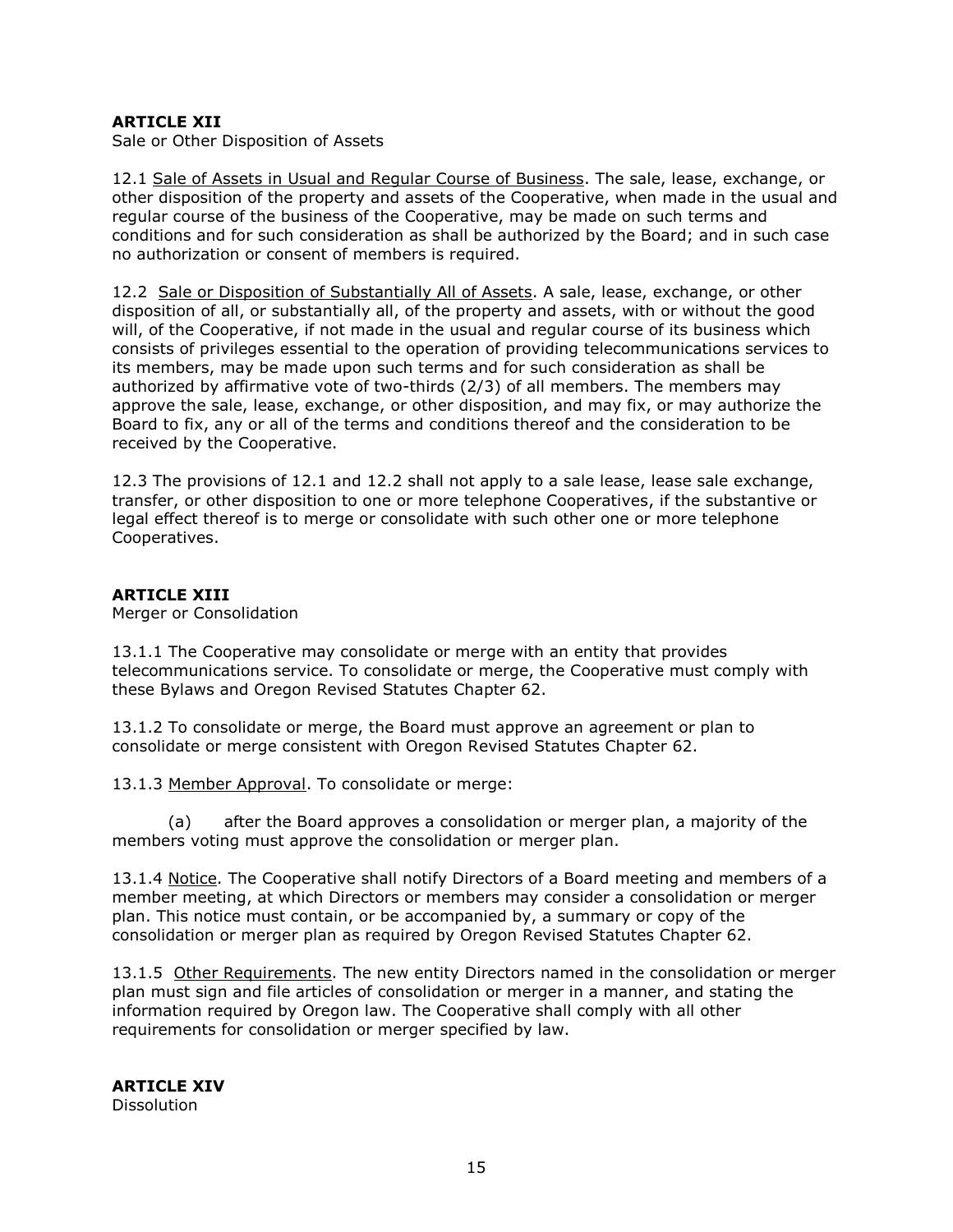**ARTICLE XII**

Sale or Other Disposition of Assets

12.1 Sale of Assets in Usual and Regular Course of Business. The sale, lease, exchange, or other disposition of the property and assets of the Cooperative, when made in the usual and regular course of the business of the Cooperative, may be made on such terms and conditions and for such consideration as shall be authorized by the Board; and in such case no authorization or consent of members is required.

12.2 Sale or Disposition of Substantially All of Assets. A sale, lease, exchange, or other disposition of all, or substantially all, of the property and assets, with or without the good will, of the Cooperative, if not made in the usual and regular course of its business which consists of privileges essential to the operation of providing telecommunications services to its members, may be made upon such terms and for such consideration as shall be authorized by affirmative vote of two-thirds (2/3) of all members. The members may approve the sale, lease, exchange, or other disposition, and may fix, or may authorize the Board to fix, any or all of the terms and conditions thereof and the consideration to be received by the Cooperative.

12.3 The provisions of 12.1 and 12.2 shall not apply to a sale lease, lease sale exchange, transfer, or other disposition to one or more telephone Cooperatives, if the substantive or legal effect thereof is to merge or consolidate with such other one or more telephone Cooperatives.

**ARTICLE XIII**

Merger or Consolidation

13.1.1 The Cooperative may consolidate or merge with an entity that provides telecommunications service. To consolidate or merge, the Cooperative must comply with these Bylaws and Oregon Revised Statutes Chapter 62.

13.1.2 To consolidate or merge, the Board must approve an agreement or plan to consolidate or merge consistent with Oregon Revised Statutes Chapter 62.

13.1.3 Member Approval. To consolidate or merge:

(a) after the Board approves a consolidation or merger plan, a majority of the members voting must approve the consolidation or merger plan.

13.1.4 Notice. The Cooperative shall notify Directors of a Board meeting and members of a member meeting, at which Directors or members may consider a consolidation or merger plan. This notice must contain, or be accompanied by, a summary or copy of the consolidation or merger plan as required by Oregon Revised Statutes Chapter 62.

13.1.5 Other Requirements. The new entity Directors named in the consolidation or merger plan must sign and file articles of consolidation or merger in a manner, and stating the information required by Oregon law. The Cooperative shall comply with all other requirements for consolidation or merger specified by law.

**ARTICLE XIV**

Dissolution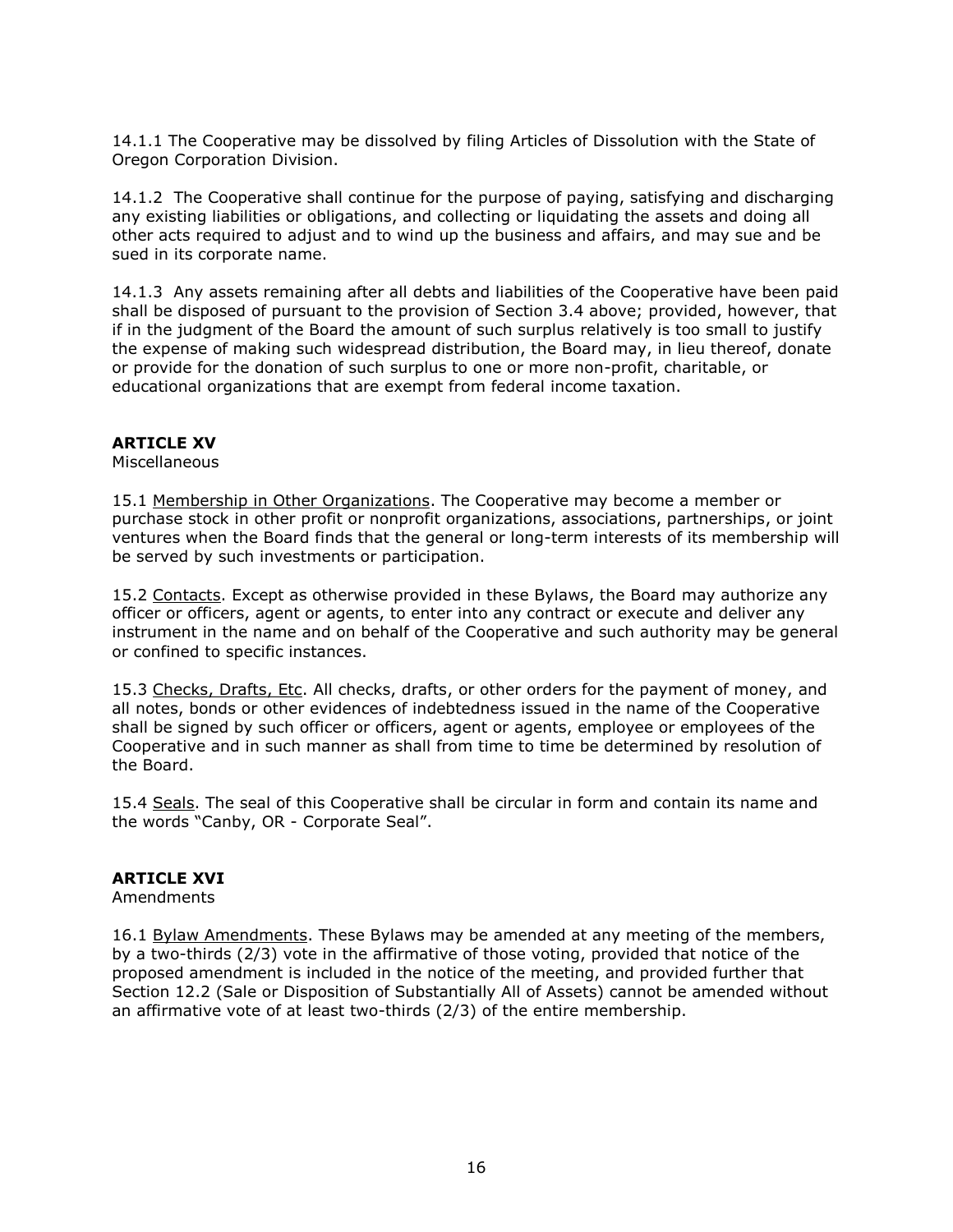14.1.1 The Cooperative may be dissolved by filing Articles of Dissolution with the State of Oregon Corporation Division.

14.1.2 The Cooperative shall continue for the purpose of paying, satisfying and discharging any existing liabilities or obligations, and collecting or liquidating the assets and doing all other acts required to adjust and to wind up the business and affairs, and may sue and be sued in its corporate name.

14.1.3 Any assets remaining after all debts and liabilities of the Cooperative have been paid shall be disposed of pursuant to the provision of Section 3.4 above; provided, however, that if in the judgment of the Board the amount of such surplus relatively is too small to justify the expense of making such widespread distribution, the Board may, in lieu thereof, donate or provide for the donation of such surplus to one or more non-profit, charitable, or educational organizations that are exempt from federal income taxation.

**ARTICLE XV**
Miscellaneous

15.1 Membership in Other Organizations. The Cooperative may become a member or purchase stock in other profit or nonprofit organizations, associations, partnerships, or joint ventures when the Board finds that the general or long-term interests of its membership will be served by such investments or participation.

15.2 Contacts. Except as otherwise provided in these Bylaws, the Board may authorize any officer or officers, agent or agents, to enter into any contract or execute and deliver any instrument in the name and on behalf of the Cooperative and such authority may be general or confined to specific instances.

15.3 Checks, Drafts, Etc. All checks, drafts, or other orders for the payment of money, and all notes, bonds or other evidences of indebtedness issued in the name of the Cooperative shall be signed by such officer or officers, agent or agents, employee or employees of the Cooperative and in such manner as shall from time to time be determined by resolution of the Board.

15.4 Seals. The seal of this Cooperative shall be circular in form and contain its name and the words "Canby, OR - Corporate Seal".

**ARTICLE XVI**
Amendments

16.1 Bylaw Amendments. These Bylaws may be amended at any meeting of the members, by a two-thirds (2/3) vote in the affirmative of those voting, provided that notice of the proposed amendment is included in the notice of the meeting, and provided further that Section 12.2 (Sale or Disposition of Substantially All of Assets) cannot be amended without an affirmative vote of at least two-thirds (2/3) of the entire membership.